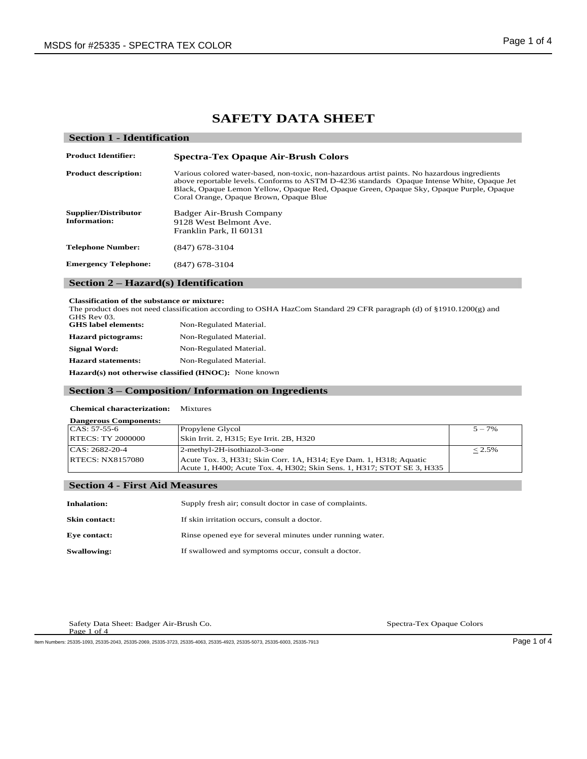# SAFETY DATA SHEET

## Section 1 - Identification

**Product Identifier:** **Spectra-Tex Opaque Air-Brush Colors**

**Product description:** Various colored water-based, non-toxic, non-hazardous artist paints. No hazardous ingredients above reportable levels. Conforms to ASTM D-4236 standards Opaque Intense White, Opaque Jet Black, Opaque Lemon Yellow, Opaque Red, Opaque Green, Opaque Sky, Opaque Purple, Opaque Coral Orange, Opaque Brown, Opaque Blue

**Supplier/Distributor Information:** Badger Air-Brush Company
9128 West Belmont Ave.
Franklin Park, Il 60131

**Telephone Number:** (847) 678-3104

**Emergency Telephone:** (847) 678-3104

## Section 2 – Hazard(s) Identification

**Classification of the substance or mixture:**
The product does not need classification according to OSHA HazCom Standard 29 CFR paragraph (d) of §1910.1200(g) and GHS Rev 03.

**GHS label elements:** Non-Regulated Material.

**Hazard pictograms:** Non-Regulated Material.

**Signal Word:** Non-Regulated Material.

**Hazard statements:** Non-Regulated Material.

**Hazard(s) not otherwise classified (HNOC):** None known

## Section 3 – Composition/ Information on Ingredients

**Chemical characterization:** Mixtures

**Dangerous Components:**

| | | |
|---|---|---|
| CAS: 57-55-6<br>RTECS: TY 2000000 | Propylene Glycol<br>Skin Irrit. 2, H315; Eye Irrit. 2B, H320 | 5 – 7% |
| CAS: 2682-20-4<br>RTECS: NX8157080 | 2-methyl-2H-isothiazol-3-one<br>Acute Tox. 3, H331; Skin Corr. 1A, H314; Eye Dam. 1, H318; Aquatic Acute 1, H400; Acute Tox. 4, H302; Skin Sens. 1, H317; STOT SE 3, H335 | ≤ 2.5% |

## Section 4 - First Aid Measures

**Inhalation:** Supply fresh air; consult doctor in case of complaints.

**Skin contact:** If skin irritation occurs, consult a doctor.

**Eye contact:** Rinse opened eye for several minutes under running water.

**Swallowing:** If swallowed and symptoms occur, consult a doctor.

Item Numbers: 25335-1093, 25335-2043, 25335-2069, 25335-3723, 25335-4063, 25335-4923, 25335-5073, 25335-6003, 25335-7913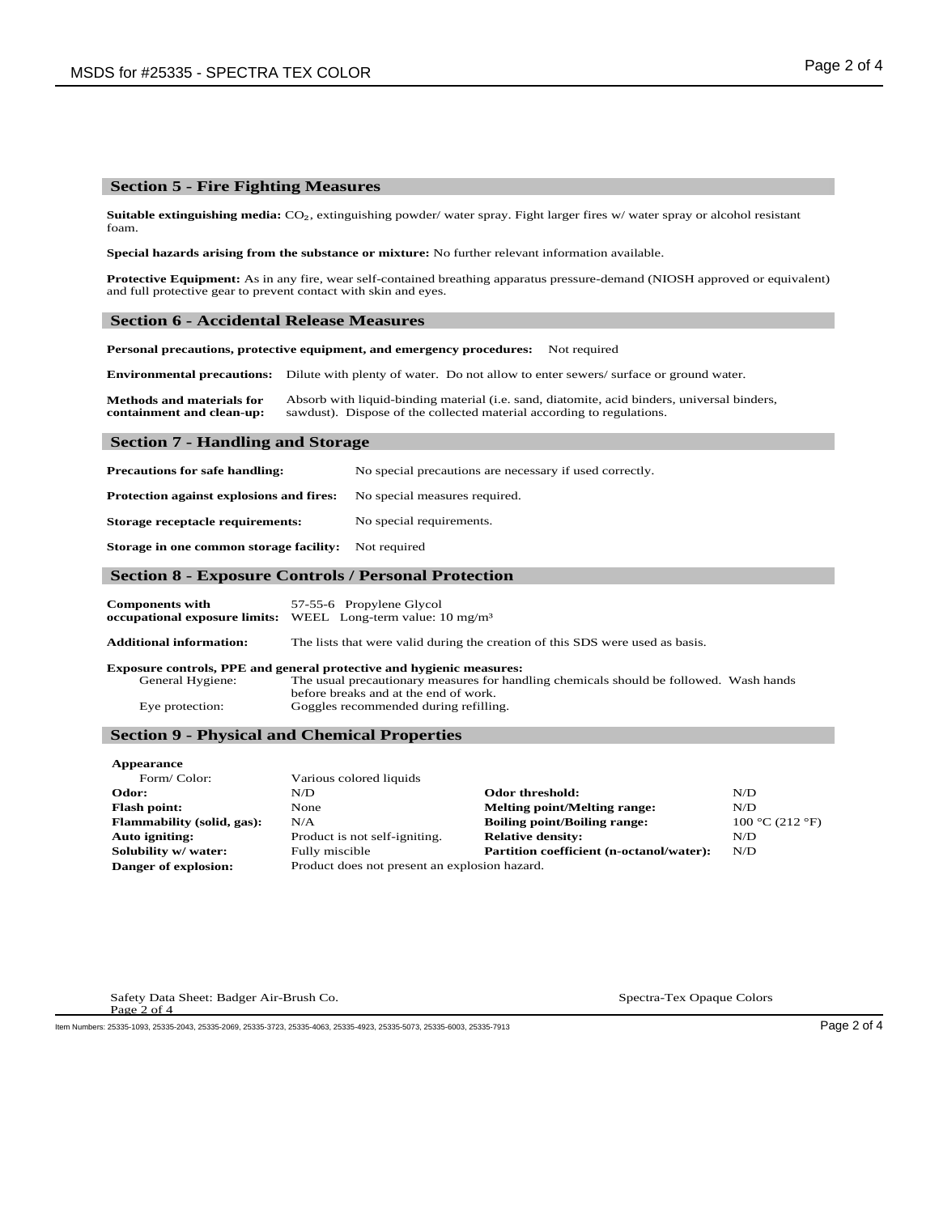## Section 5 - Fire Fighting Measures

**Suitable extinguishing media:** $CO_2$, extinguishing powder/ water spray. Fight larger fires w/ water spray or alcohol resistant foam.

**Special hazards arising from the substance or mixture:** No further relevant information available.

**Protective Equipment:** As in any fire, wear self-contained breathing apparatus pressure-demand (NIOSH approved or equivalent) and full protective gear to prevent contact with skin and eyes.

## Section 6 - Accidental Release Measures

**Personal precautions, protective equipment, and emergency procedures:** Not required

**Environmental precautions:** Dilute with plenty of water. Do not allow to enter sewers/ surface or ground water.

**Methods and materials for containment and clean-up:** Absorb with liquid-binding material (i.e. sand, diatomite, acid binders, universal binders, sawdust). Dispose of the collected material according to regulations.

## Section 7 - Handling and Storage

**Precautions for safe handling:** No special precautions are necessary if used correctly.

**Protection against explosions and fires:** No special measures required.

**Storage receptacle requirements:** No special requirements.

**Storage in one common storage facility:** Not required

## Section 8 - Exposure Controls / Personal Protection

**Components with occupational exposure limits:** 57-55-6 Propylene Glycol
WEEL Long-term value: 10 mg/m³

**Additional information:** The lists that were valid during the creation of this SDS were used as basis.

**Exposure controls, PPE and general protective and hygienic measures:**

General Hygiene: The usual precautionary measures for handling chemicals should be followed. Wash hands before breaks and at the end of work.

Eye protection: Goggles recommended during refilling.

## Section 9 - Physical and Chemical Properties

**Appearance**

Form/ Color: Various colored liquids

| | | | |
|---|---|---|---|
| **Odor:** | N/D | **Odor threshold:** | N/D |
| **Flash point:** | None | **Melting point/Melting range:** | N/D |
| **Flammability (solid, gas):** | N/A | **Boiling point/Boiling range:** | 100 °C (212 °F) |
| **Auto igniting:** | Product is not self-igniting. | **Relative density:** | N/D |
| **Solubility w/ water:** | Fully miscible | **Partition coefficient (n-octanol/water):** | N/D |
| **Danger of explosion:** | Product does not present an explosion hazard. | | |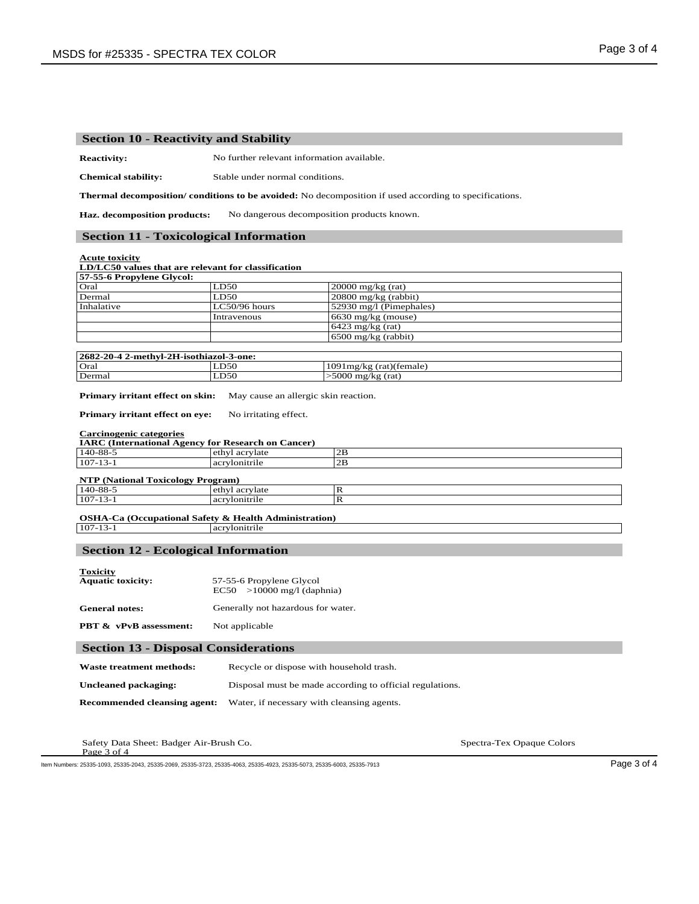## Section 10 - Reactivity and Stability

**Reactivity:** No further relevant information available.

**Chemical stability:** Stable under normal conditions.

**Thermal decomposition/ conditions to be avoided:** No decomposition if used according to specifications.

**Haz. decomposition products:** No dangerous decomposition products known.

## Section 11 - Toxicological Information

**Acute toxicity**

**LD/LC50 values that are relevant for classification**

| 57-55-6 Propylene Glycol: | | |
|---|---|---|
| Oral | LD50 | 20000 mg/kg (rat) |
| Dermal | LD50 | 20800 mg/kg (rabbit) |
| Inhalative | LC50/96 hours | 52930 mg/l (Pimephales) |
| | Intravenous | 6630 mg/kg (mouse) |
| | | 6423 mg/kg (rat) |
| | | 6500 mg/kg (rabbit) |

| 2682-20-4 2-methyl-2H-isothiazol-3-one: | | |
|---|---|---|
| Oral | LD50 | 1091mg/kg (rat)(female) |
| Dermal | LD50 | >5000 mg/kg (rat) |

**Primary irritant effect on skin:** May cause an allergic skin reaction.

**Primary irritant effect on eye:** No irritating effect.

**Carcinogenic categories**

**IARC (International Agency for Research on Cancer)**

| | | |
|---|---|---|
| 140-88-5 | ethyl acrylate | 2B |
| 107-13-1 | acrylonitrile | 2B |

**NTP (National Toxicology Program)**

| | | |
|---|---|---|
| 140-88-5 | ethyl acrylate | R |
| 107-13-1 | acrylonitrile | R |

**OSHA-Ca (Occupational Safety & Health Administration)**

| | |
|---|---|
| 107-13-1 | acrylonitrile |

## Section 12 - Ecological Information

**Toxicity**

**Aquatic toxicity:** 57-55-6 Propylene Glycol
EC50 >10000 mg/l (daphnia)

**General notes:** Generally not hazardous for water.

**PBT & vPvB assessment:** Not applicable

## Section 13 - Disposal Considerations

**Waste treatment methods:** Recycle or dispose with household trash.

**Uncleaned packaging:** Disposal must be made according to official regulations.

**Recommended cleansing agent:** Water, if necessary with cleansing agents.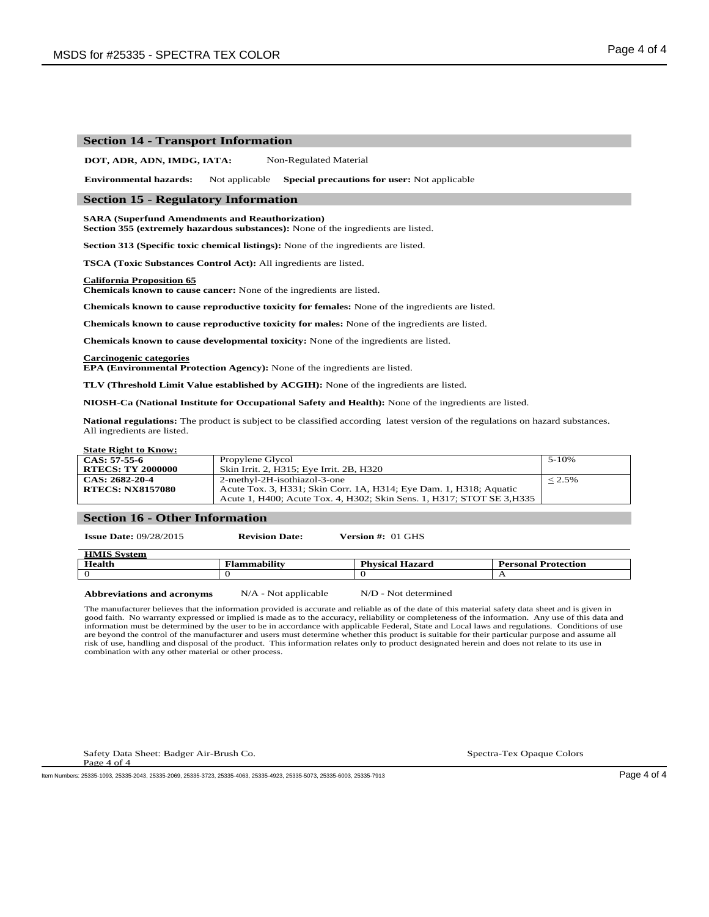## Section 14 - Transport Information

**DOT, ADR, ADN, IMDG, IATA:** Non-Regulated Material

**Environmental hazards:** Not applicable **Special precautions for user:** Not applicable

## Section 15 - Regulatory Information

**SARA (Superfund Amendments and Reauthorization)**
**Section 355 (extremely hazardous substances):** None of the ingredients are listed.

**Section 313 (Specific toxic chemical listings):** None of the ingredients are listed.

**TSCA (Toxic Substances Control Act):** All ingredients are listed.

**California Proposition 65**
**Chemicals known to cause cancer:** None of the ingredients are listed.

**Chemicals known to cause reproductive toxicity for females:** None of the ingredients are listed.

**Chemicals known to cause reproductive toxicity for males:** None of the ingredients are listed.

**Chemicals known to cause developmental toxicity:** None of the ingredients are listed.

**Carcinogenic categories**
**EPA (Environmental Protection Agency):** None of the ingredients are listed.

**TLV (Threshold Limit Value established by ACGIH):** None of the ingredients are listed.

**NIOSH-Ca (National Institute for Occupational Safety and Health):** None of the ingredients are listed.

**National regulations:** The product is subject to be classified according latest version of the regulations on hazard substances. All ingredients are listed.

**State Right to Know:**

| | | |
|---|---|---|
| **CAS: 57-55-6** **RTECS: TY 2000000** | Propylene Glycol Skin Irrit. 2, H315; Eye Irrit. 2B, H320 | 5-10% |
| **CAS: 2682-20-4** **RTECS: NX8157080** | 2-methyl-2H-isothiazol-3-one Acute Tox. 3, H331; Skin Corr. 1A, H314; Eye Dam. 1, H318; Aquatic Acute 1, H400; Acute Tox. 4, H302; Skin Sens. 1, H317; STOT SE 3,H335 | ≤ 2.5% |

## Section 16 - Other Information

**Issue Date:** 09/28/2015 **Revision Date:** **Version #:** 01 GHS

**HMIS System**

| Health | Flammability | Physical Hazard | Personal Protection |
|---|---|---|---|
| 0 | 0 | 0 | A |

**Abbreviations and acronyms** N/A - Not applicable N/D - Not determined

The manufacturer believes that the information provided is accurate and reliable as of the date of this material safety data sheet and is given in good faith. No warranty expressed or implied is made as to the accuracy, reliability or completeness of the information. Any use of this data and information must be determined by the user to be in accordance with applicable Federal, State and Local laws and regulations. Conditions of use are beyond the control of the manufacturer and users must determine whether this product is suitable for their particular purpose and assume all risk of use, handling and disposal of the product. This information relates only to product designated herein and does not relate to its use in combination with any other material or other process.

Safety Data Sheet: Badger Air-Brush Co. Spectra-Tex Opaque Colors

Item Numbers: 25335-1093, 25335-2043, 25335-2069, 25335-3723, 25335-4063, 25335-4923, 25335-5073, 25335-6003, 25335-7913